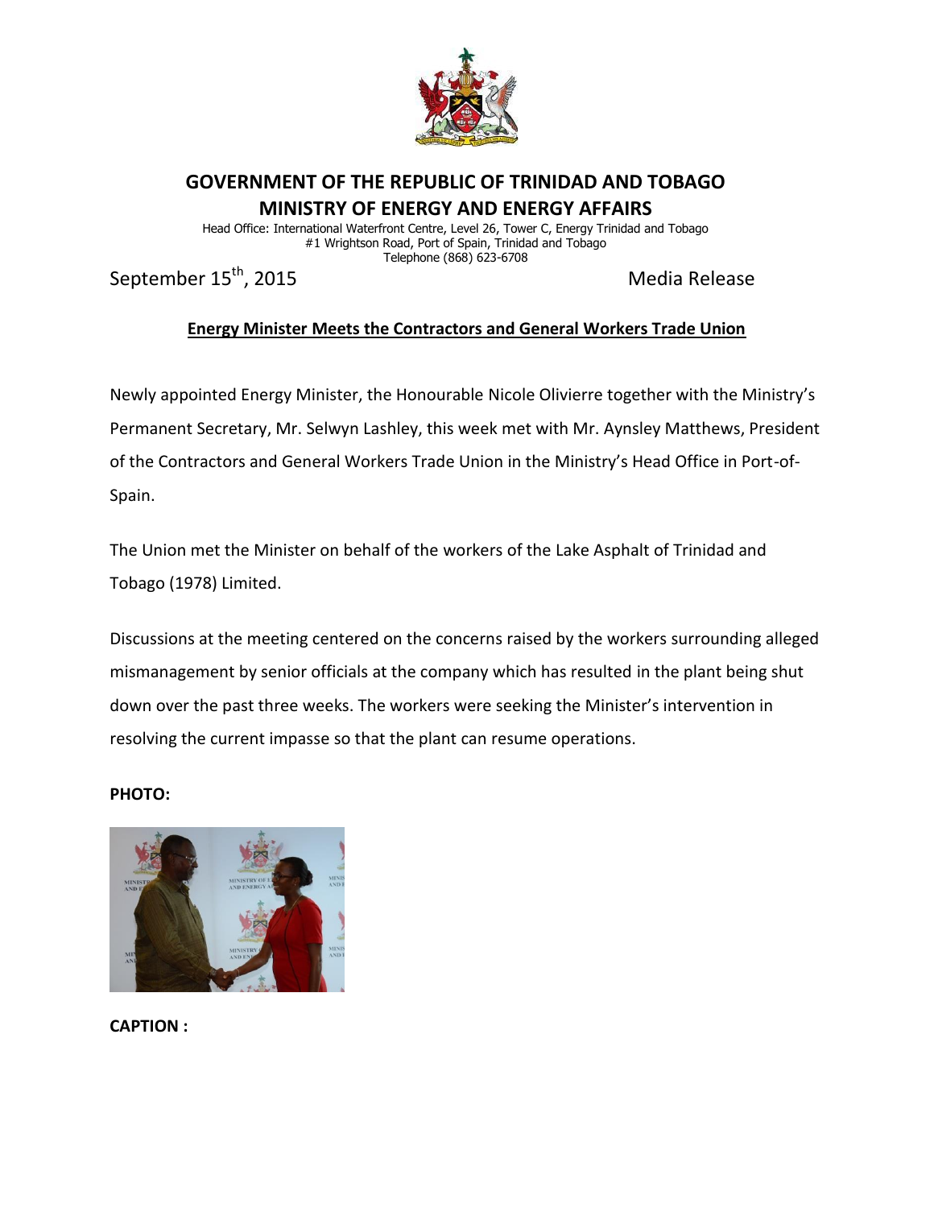# GOVERNMENT OF THE REPUBLIC OF TRINIDAD AND TOBAGO
# MINISTRY OF ENERGY AND ENERGY AFFAIRS

Head Office: International Waterfront Centre, Level 26, Tower C, Energy Trinidad and Tobago
#1 Wrightson Road, Port of Spain, Trinidad and Tobago
Telephone (868) 623-6708

September 15th, 2015 — Media Release

## Energy Minister Meets the Contractors and General Workers Trade Union

Newly appointed Energy Minister, the Honourable Nicole Olivierre together with the Ministry's Permanent Secretary, Mr. Selwyn Lashley, this week met with Mr. Aynsley Matthews, President of the Contractors and General Workers Trade Union in the Ministry's Head Office in Port-of-Spain.

The Union met the Minister on behalf of the workers of the Lake Asphalt of Trinidad and Tobago (1978) Limited.

Discussions at the meeting centered on the concerns raised by the workers surrounding alleged mismanagement by senior officials at the company which has resulted in the plant being shut down over the past three weeks. The workers were seeking the Minister's intervention in resolving the current impasse so that the plant can resume operations.

**PHOTO:**

**CAPTION :**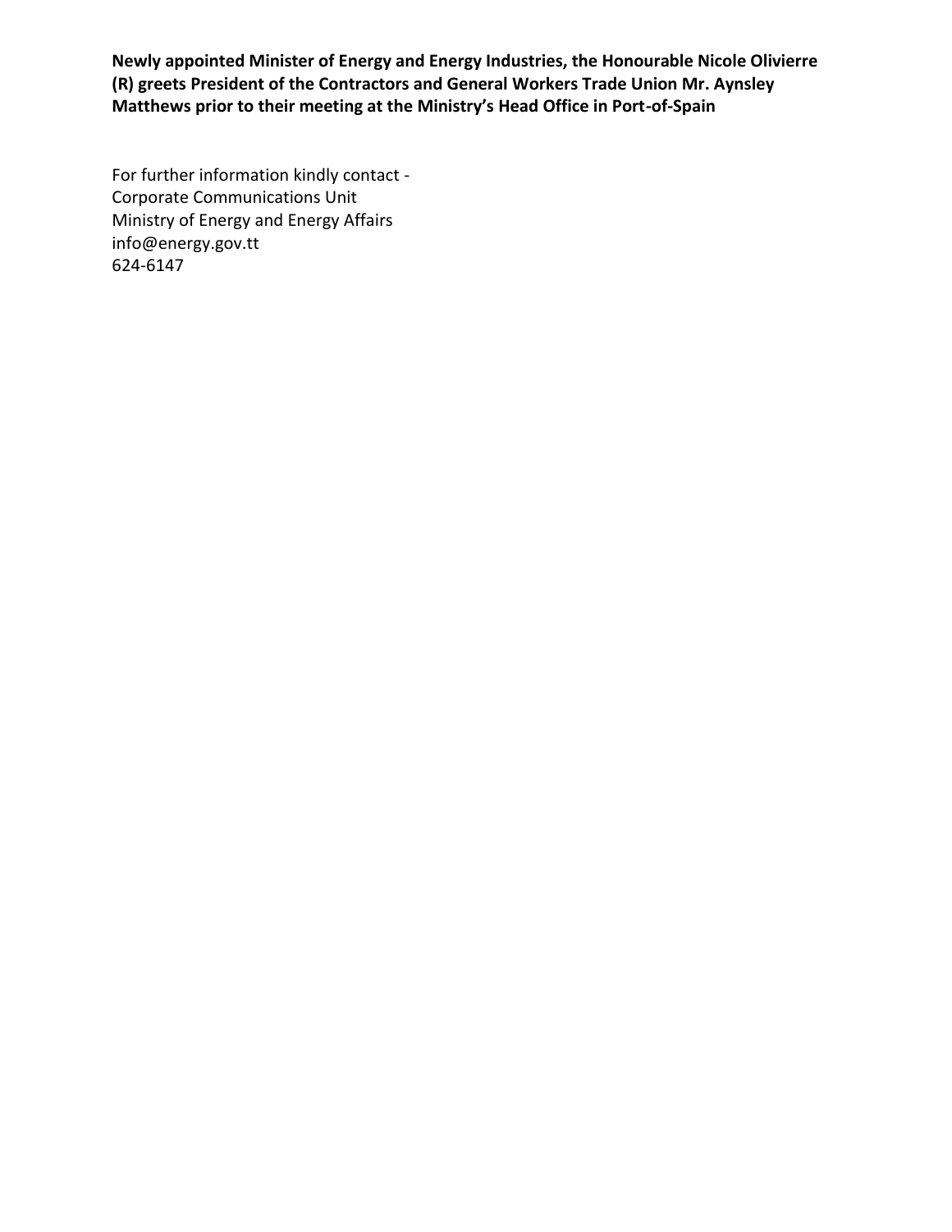**Newly appointed Minister of Energy and Energy Industries, the Honourable Nicole Olivierre (R) greets President of the Contractors and General Workers Trade Union Mr. Aynsley Matthews prior to their meeting at the Ministry's Head Office in Port-of-Spain**

For further information kindly contact -
Corporate Communications Unit
Ministry of Energy and Energy Affairs
info@energy.gov.tt
624-6147